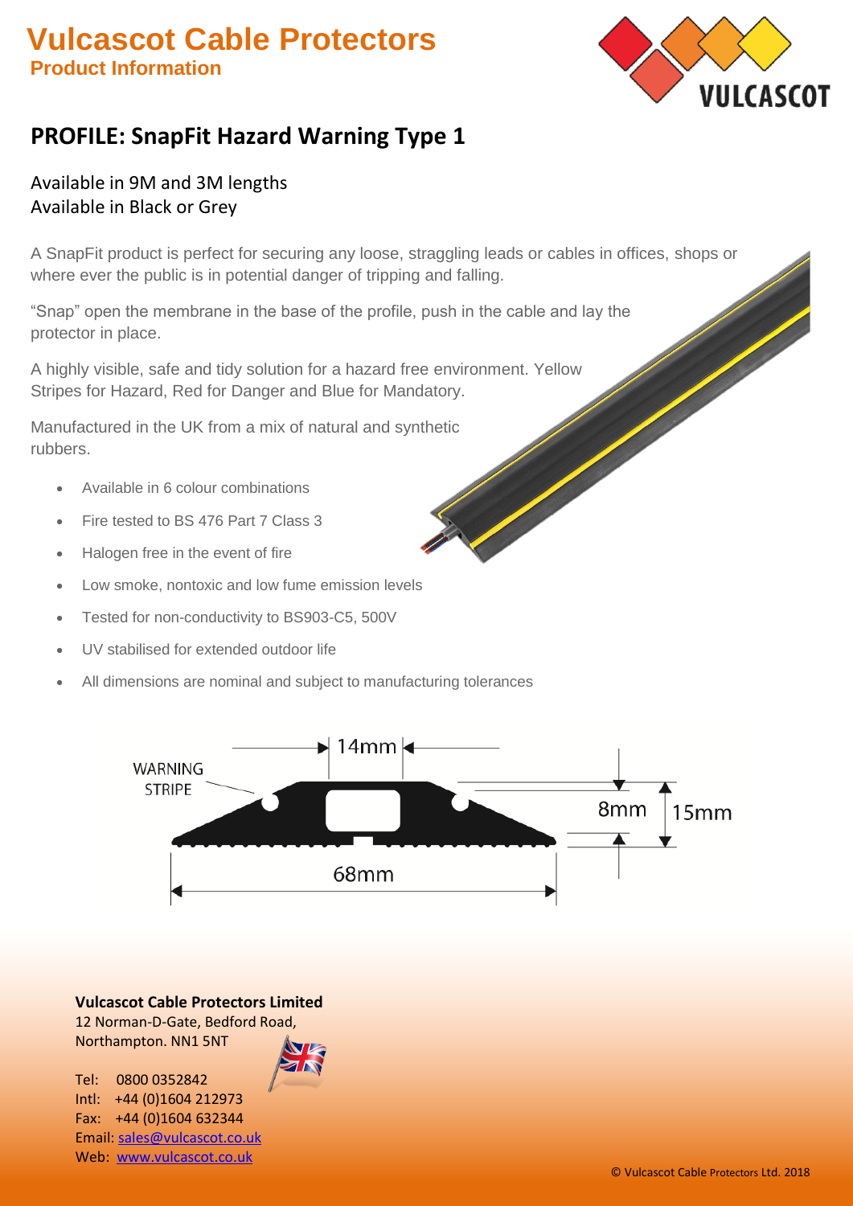# Vulcascot Cable Protectors

**Product Information**

## PROFILE: SnapFit Hazard Warning Type 1

Available in 9M and 3M lengths
Available in Black or Grey

A SnapFit product is perfect for securing any loose, straggling leads or cables in offices, shops or where ever the public is in potential danger of tripping and falling.

"Snap" open the membrane in the base of the profile, push in the cable and lay the protector in place.

A highly visible, safe and tidy solution for a hazard free environment. Yellow Stripes for Hazard, Red for Danger and Blue for Mandatory.

Manufactured in the UK from a mix of natural and synthetic rubbers.

- Available in 6 colour combinations
- Fire tested to BS 476 Part 7 Class 3
- Halogen free in the event of fire
- Low smoke, nontoxic and low fume emission levels
- Tested for non-conductivity to BS903-C5, 500V
- UV stabilised for extended outdoor life
- All dimensions are nominal and subject to manufacturing tolerances

WARNING STRIPE
14mm
8mm
15mm
68mm

**Vulcascot Cable Protectors Limited**
12 Norman-D-Gate, Bedford Road,
Northampton. NN1 5NT

Tel: 0800 0352842
Intl: +44 (0)1604 212973
Fax: +44 (0)1604 632344
Email: sales@vulcascot.co.uk
Web: www.vulcascot.co.uk

© Vulcascot Cable Protectors Ltd. 2018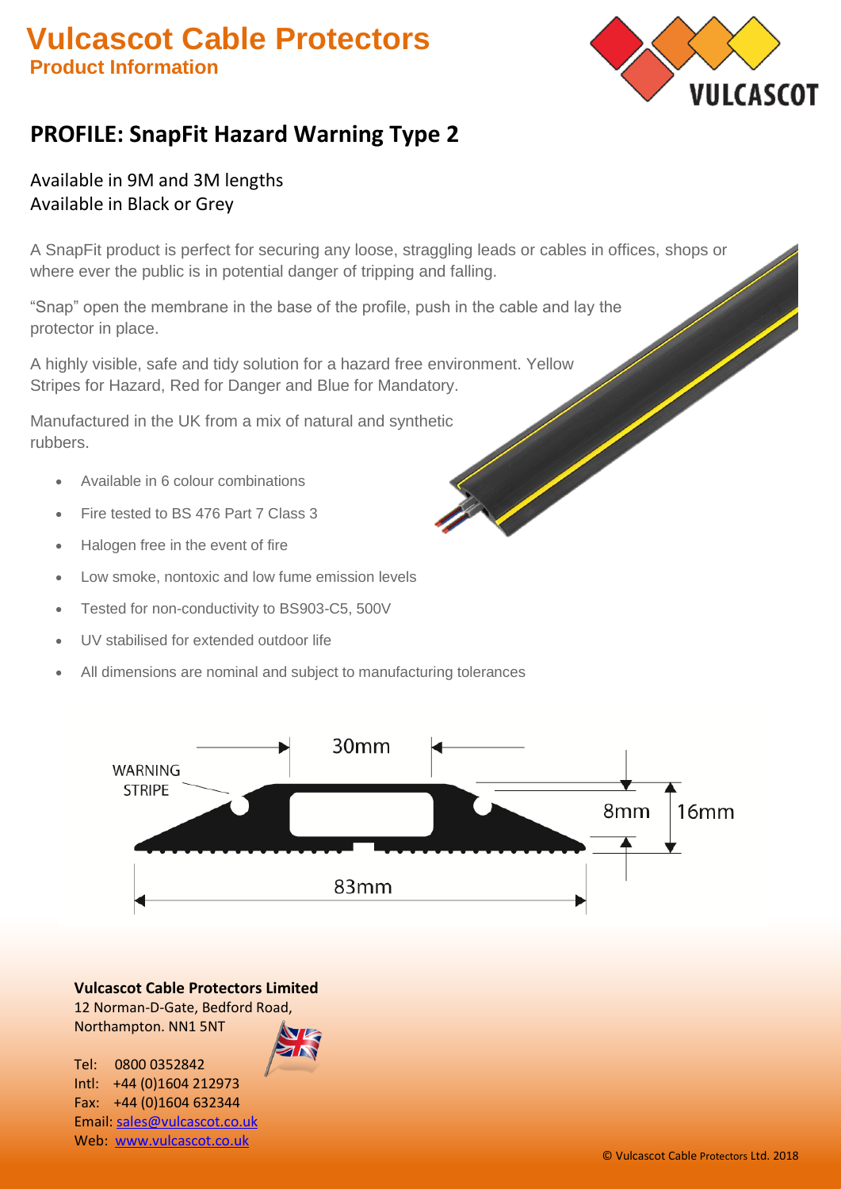# Vulcascot Cable Protectors

**Product Information**

## PROFILE: SnapFit Hazard Warning Type 2

Available in 9M and 3M lengths
Available in Black or Grey

A SnapFit product is perfect for securing any loose, straggling leads or cables in offices, shops or where ever the public is in potential danger of tripping and falling.

"Snap" open the membrane in the base of the profile, push in the cable and lay the protector in place.

A highly visible, safe and tidy solution for a hazard free environment. Yellow Stripes for Hazard, Red for Danger and Blue for Mandatory.

Manufactured in the UK from a mix of natural and synthetic rubbers.

- Available in 6 colour combinations
- Fire tested to BS 476 Part 7 Class 3
- Halogen free in the event of fire
- Low smoke, nontoxic and low fume emission levels
- Tested for non-conductivity to BS903-C5, 500V
- UV stabilised for extended outdoor life
- All dimensions are nominal and subject to manufacturing tolerances

WARNING STRIPE
30mm
8mm
16mm
83mm

**Vulcascot Cable Protectors Limited**
12 Norman-D-Gate, Bedford Road,
Northampton. NN1 5NT

Tel: 0800 0352842
Intl: +44 (0)1604 212973
Fax: +44 (0)1604 632344
Email: sales@vulcascot.co.uk
Web: www.vulcascot.co.uk

© Vulcascot Cable Protectors Ltd. 2018